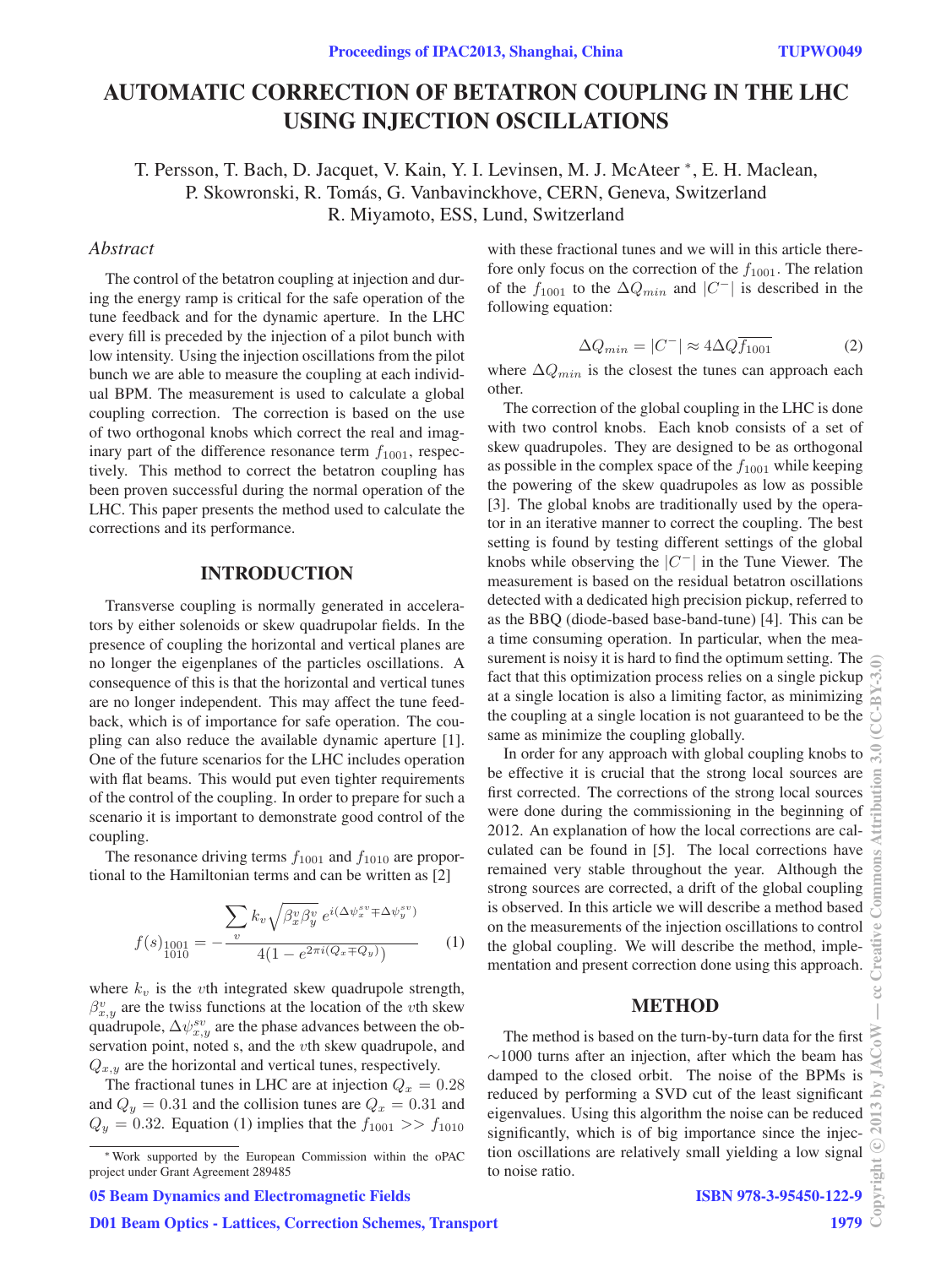# AUTOMATIC CORRECTION OF BETATRON COUPLING IN THE LHC USING INJECTION OSCILLATIONS

T. Persson, T. Bach, D. Jacquet, V. Kain, Y. I. Levinsen, M. J. McAteer *, E. H. Maclean, P. Skowronski, R. Tomás, G. Vanbavinckhove, CERN, Geneva, Switzerland
R. Miyamoto, ESS, Lund, Switzerland

## Abstract

The control of the betatron coupling at injection and during the energy ramp is critical for the safe operation of the tune feedback and for the dynamic aperture. In the LHC every fill is preceded by the injection of a pilot bunch with low intensity. Using the injection oscillations from the pilot bunch we are able to measure the coupling at each individual BPM. The measurement is used to calculate a global coupling correction. The correction is based on the use of two orthogonal knobs which correct the real and imaginary part of the difference resonance term $f_{1001}$, respectively. This method to correct the betatron coupling has been proven successful during the normal operation of the LHC. This paper presents the method used to calculate the corrections and its performance.

## INTRODUCTION

Transverse coupling is normally generated in accelerators by either solenoids or skew quadrupolar fields. In the presence of coupling the horizontal and vertical planes are no longer the eigenplanes of the particles oscillations. A consequence of this is that the horizontal and vertical tunes are no longer independent. This may affect the tune feedback, which is of importance for safe operation. The coupling can also reduce the available dynamic aperture [1]. One of the future scenarios for the LHC includes operation with flat beams. This would put even tighter requirements of the control of the coupling. In order to prepare for such a scenario it is important to demonstrate good control of the coupling.

The resonance driving terms $f_{1001}$ and $f_{1010}$ are proportional to the Hamiltonian terms and can be written as [2]

$$f(s)_{\substack{1001\\1010}} = -\frac{\sum_{v} k_v \sqrt{\beta_x^v \beta_y^v}\, e^{i(\Delta\psi_x^{sv} \mp \Delta\psi_y^{sv})}}{4(1 - e^{2\pi i(Q_x \mp Q_y)})} \tag{1}$$

where $k_v$ is the $v$th integrated skew quadrupole strength, $\beta_{x,y}^v$ are the twiss functions at the location of the $v$th skew quadrupole, $\Delta\psi_{x,y}^{sv}$ are the phase advances between the observation point, noted s, and the $v$th skew quadrupole, and $Q_{x,y}$ are the horizontal and vertical tunes, respectively.

The fractional tunes in LHC are at injection $Q_x = 0.28$ and $Q_y = 0.31$ and the collision tunes are $Q_x = 0.31$ and $Q_y = 0.32$. Equation (1) implies that the $f_{1001} >> f_{1010}$ with these fractional tunes and we will in this article therefore only focus on the correction of the $f_{1001}$. The relation of the $f_{1001}$ to the $\Delta Q_{min}$ and $|C^{-}|$ is described in the following equation:

$$\Delta Q_{min} = |C^{-}| \approx 4\Delta Q\overline{f_{1001}} \tag{2}$$

where $\Delta Q_{min}$ is the closest the tunes can approach each other.

The correction of the global coupling in the LHC is done with two control knobs. Each knob consists of a set of skew quadrupoles. They are designed to be as orthogonal as possible in the complex space of the $f_{1001}$ while keeping the powering of the skew quadrupoles as low as possible [3]. The global knobs are traditionally used by the operator in an iterative manner to correct the coupling. The best setting is found by testing different settings of the global knobs while observing the $|C^{-}|$ in the Tune Viewer. The measurement is based on the residual betatron oscillations detected with a dedicated high precision pickup, referred to as the BBQ (diode-based base-band-tune) [4]. This can be a time consuming operation. In particular, when the measurement is noisy it is hard to find the optimum setting. The fact that this optimization process relies on a single pickup at a single location is also a limiting factor, as minimizing the coupling at a single location is not guaranteed to be the same as minimize the coupling globally.

In order for any approach with global coupling knobs to be effective it is crucial that the strong local sources are first corrected. The corrections of the strong local sources were done during the commissioning in the beginning of 2012. An explanation of how the local corrections are calculated can be found in [5]. The local corrections have remained very stable throughout the year. Although the strong sources are corrected, a drift of the global coupling is observed. In this article we will describe a method based on the measurements of the injection oscillations to control the global coupling. We will describe the method, implementation and present correction done using this approach.

## METHOD

The method is based on the turn-by-turn data for the first ~1000 turns after an injection, after which the beam has damped to the closed orbit. The noise of the BPMs is reduced by performing a SVD cut of the least significant eigenvalues. Using this algorithm the noise can be reduced significantly, which is of big importance since the injection oscillations are relatively small yielding a low signal to noise ratio.

* Work supported by the European Commission within the oPAC project under Grant Agreement 289485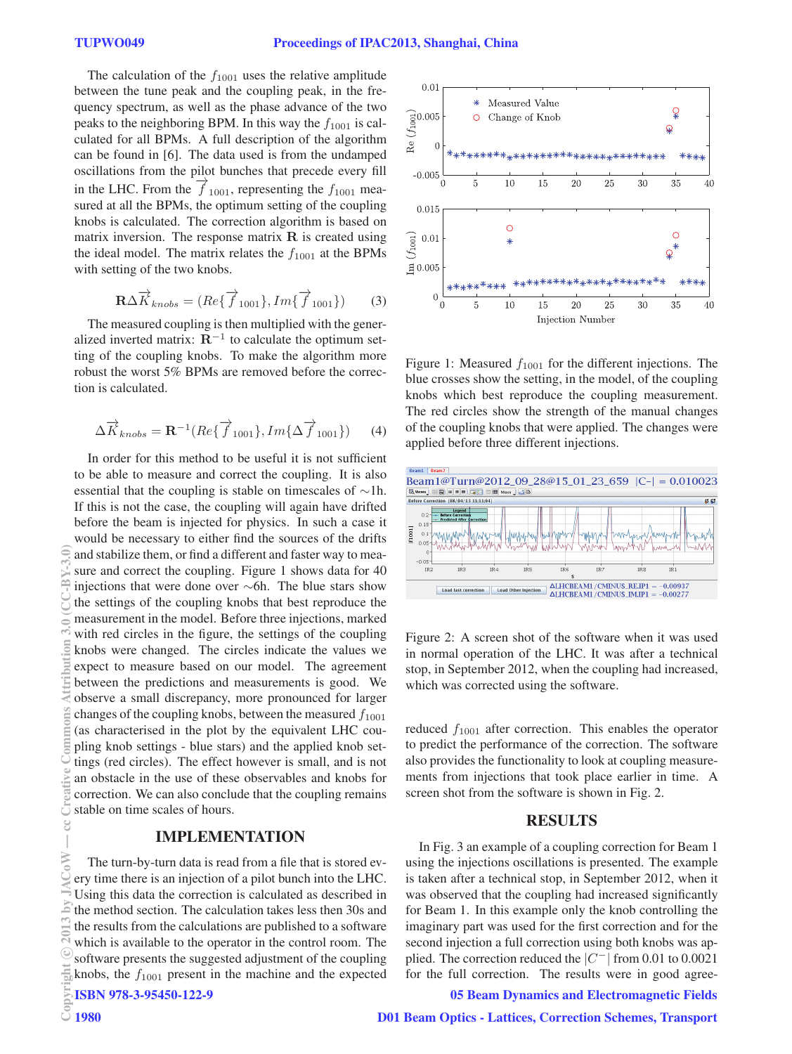The calculation of the $f_{1001}$ uses the relative amplitude between the tune peak and the coupling peak, in the frequency spectrum, as well as the phase advance of the two peaks to the neighboring BPM. In this way the $f_{1001}$ is calculated for all BPMs. A full description of the algorithm can be found in [6]. The data used is from the undamped oscillations from the pilot bunches that precede every fill in the LHC. From the $\overrightarrow{f}_{1001}$, representing the $f_{1001}$ measured at all the BPMs, the optimum setting of the coupling knobs is calculated. The correction algorithm is based on matrix inversion. The response matrix $\mathbf{R}$ is created using the ideal model. The matrix relates the $f_{1001}$ at the BPMs with setting of the two knobs.

$$\mathbf{R}\Delta\overrightarrow{K}_{knobs} = (Re\{\overrightarrow{f}_{1001}\}, Im\{\overrightarrow{f}_{1001}\}) \quad (3)$$

The measured coupling is then multiplied with the generalized inverted matrix: $\mathbf{R}^{-1}$ to calculate the optimum setting of the coupling knobs. To make the algorithm more robust the worst 5% BPMs are removed before the correction is calculated.

$$\Delta\overrightarrow{K}_{knobs} = \mathbf{R}^{-1}(Re\{\overrightarrow{f}_{1001}\}, Im\{\Delta\overrightarrow{f}_{1001}\}) \quad (4)$$

In order for this method to be useful it is not sufficient to be able to measure and correct the coupling. It is also essential that the coupling is stable on timescales of $\sim$1h. If this is not the case, the coupling will again have drifted before the beam is injected for physics. In such a case it would be necessary to either find the sources of the drifts and stabilize them, or find a different and faster way to measure and correct the coupling. Figure 1 shows data for 40 injections that were done over $\sim$6h. The blue stars show the settings of the coupling knobs that best reproduce the measurement in the model. Before three injections, marked with red circles in the figure, the settings of the coupling knobs were changed. The circles indicate the values we expect to measure based on our model. The agreement between the predictions and measurements is good. We observe a small discrepancy, more pronounced for larger changes of the coupling knobs, between the measured $f_{1001}$ (as characterised in the plot by the equivalent LHC coupling knob settings - blue stars) and the applied knob settings (red circles). The effect however is small, and is not an obstacle in the use of these observables and knobs for correction. We can also conclude that the coupling remains stable on time scales of hours.

Figure 1: Measured $f_{1001}$ for the different injections. The blue crosses show the setting, in the model, of the coupling knobs which best reproduce the coupling measurement. The red circles show the strength of the manual changes of the coupling knobs that were applied. The changes were applied before three different injections.

Figure 2: A screen shot of the software when it was used in normal operation of the LHC. It was after a technical stop, in September 2012, when the coupling had increased, which was corrected using the software.

## IMPLEMENTATION

The turn-by-turn data is read from a file that is stored every time there is an injection of a pilot bunch into the LHC. Using this data the correction is calculated as described in the method section. The calculation takes less then 30s and the results from the calculations are published to a software which is available to the operator in the control room. The software presents the suggested adjustment of the coupling knobs, the $f_{1001}$ present in the machine and the expected reduced $f_{1001}$ after correction. This enables the operator to predict the performance of the correction. The software also provides the functionality to look at coupling measurements from injections that took place earlier in time. A screen shot from the software is shown in Fig. 2.

## RESULTS

In Fig. 3 an example of a coupling correction for Beam 1 using the injections oscillations is presented. The example is taken after a technical stop, in September 2012, when it was observed that the coupling had increased significantly for Beam 1. In this example only the knob controlling the imaginary part was used for the first correction and for the second injection a full correction using both knobs was applied. The correction reduced the $|C^{-}|$ from 0.01 to 0.0021 for the full correction. The results were in good agree-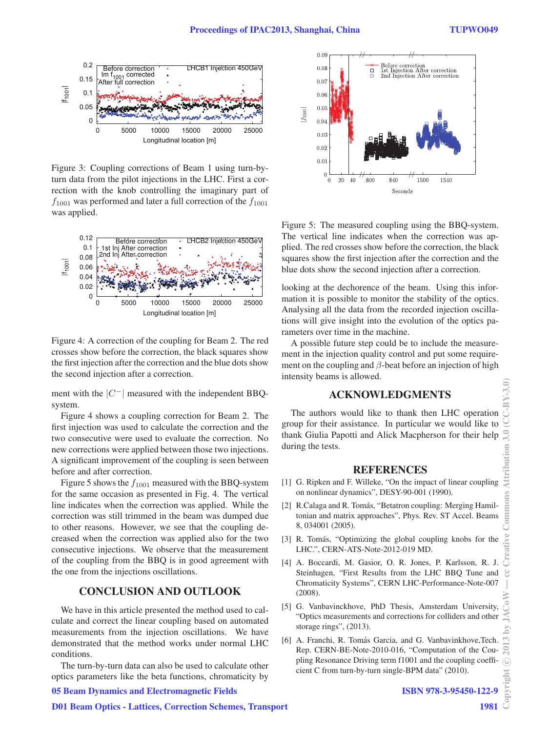0.2
0.15
0.1
0.05
0
|f1001|
Before correction
Im f1001 corrected
After full correction
LHCB1 Injection 450GeV
0 5000 10000 15000 20000 25000
Longitudinal location [m]

Figure 3: Coupling corrections of Beam 1 using turn-by-turn data from the pilot injections in the LHC. First a correction with the knob controlling the imaginary part of $f_{1001}$ was performed and later a full correction of the $f_{1001}$ was applied.

0.12
0.1
0.08
0.06
0.04
0.02
0
|f1001|
Before correction
1st Inj After correction
2nd Inj After correction
LHCB2 Injection 450GeV
0 5000 10000 15000 20000 25000
Longitudinal location [m]

Figure 4: A correction of the coupling for Beam 2. The red crosses show before the correction, the black squares show the first injection after the correction and the blue dots show the second injection after a correction.

ment with the $|C^-|$ measured with the independent BBQ-system.

Figure 4 shows a coupling correction for Beam 2. The first injection was used to calculate the correction and the two consecutive were used to evaluate the correction. No new corrections were applied between those two injections. A significant improvement of the coupling is seen between before and after correction.

Figure 5 shows the $f_{1001}$ measured with the BBQ-system for the same occasion as presented in Fig. 4. The vertical line indicates when the correction was applied. While the correction was still trimmed in the beam was dumped due to other reasons. However, we see that the coupling decreased when the correction was applied also for the two consecutive injections. We observe that the measurement of the coupling from the BBQ is in good agreement with the one from the injections oscillations.

## CONCLUSION AND OUTLOOK

We have in this article presented the method used to calculate and correct the linear coupling based on automated measurements from the injection oscillations. We have demonstrated that the method works under normal LHC conditions.

The turn-by-turn data can also be used to calculate other optics parameters like the beta functions, chromaticity by

0.09
0.08
0.07
0.06
0.05
0.04
0.03
0.02
0.01
0
|f1001|
Before correction
1st Injection After correction
2nd Injection After correction
0 20 40 800 840 1500 1540
Seconds

Figure 5: The measured coupling using the BBQ-system. The vertical line indicates when the correction was applied. The red crosses show before the correction, the black squares show the first injection after the correction and the blue dots show the second injection after a correction.

looking at the dechorence of the beam. Using this information it is possible to monitor the stability of the optics. Analysing all the data from the recorded injection oscillations will give insight into the evolution of the optics parameters over time in the machine.

A possible future step could be to include the measurement in the injection quality control and put some requirement on the coupling and $\beta$-beat before an injection of high intensity beams is allowed.

## ACKNOWLEDGMENTS

The authors would like to thank then LHC operation group for their assistance. In particular we would like to thank Giulia Papotti and Alick Macpherson for their help during the tests.

## REFERENCES

[1] G. Ripken and F. Willeke, "On the impact of linear coupling on nonlinear dynamics", DESY-90-001 (1990).

[2] R.Calaga and R. Tomás, "Betatron coupling: Merging Hamiltonian and matrix approaches", Phys. Rev. ST Accel. Beams 8, 034001 (2005).

[3] R. Tomás, "Optimizing the global coupling knobs for the LHC.", CERN-ATS-Note-2012-019 MD.

[4] A. Boccardi, M. Gasior, O. R. Jones, P. Karlsson, R. J. Steinhagen, "First Results from the LHC BBQ Tune and Chromaticity Systems", CERN LHC-Performance-Note-007 (2008).

[5] G. Vanbavinckhove, PhD Thesis, Amsterdam University, "Optics measurements and corrections for colliders and other storage rings", (2013).

[6] A. Franchi, R. Tomás Garcia, and G. Vanbavinkhove,Tech. Rep. CERN-BE-Note-2010-016, "Computation of the Coupling Resonance Driving term f1001 and the coupling coefficient C from turn-by-turn single-BPM data" (2010).